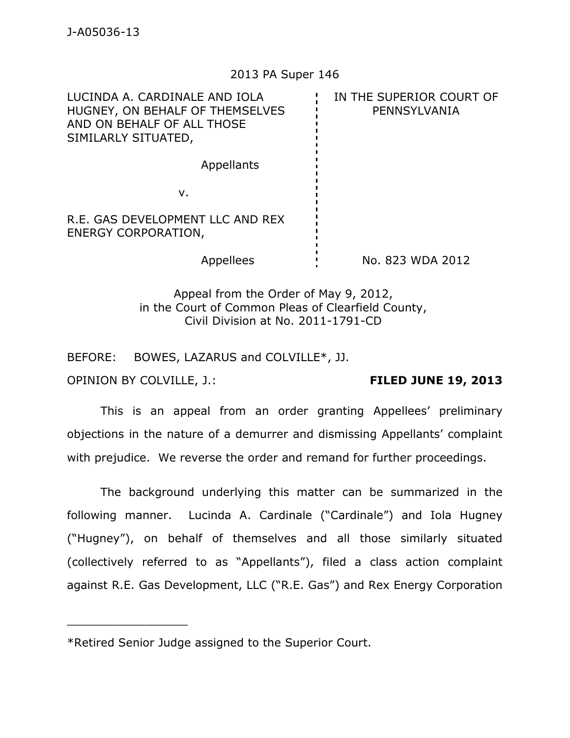J-A05036-13

2013 PA Super 146

| | |
|---|---|
| LUCINDA A. CARDINALE AND IOLA HUGNEY, ON BEHALF OF THEMSELVES AND ON BEHALF OF ALL THOSE SIMILARLY SITUATED, | IN THE SUPERIOR COURT OF PENNSYLVANIA |
| Appellants | |
| v. | |
| R.E. GAS DEVELOPMENT LLC AND REX ENERGY CORPORATION, | |
| Appellees | No. 823 WDA 2012 |

Appeal from the Order of May 9, 2012, in the Court of Common Pleas of Clearfield County, Civil Division at No. 2011-1791-CD

BEFORE: BOWES, LAZARUS and COLVILLE*, JJ.

OPINION BY COLVILLE, J.: **FILED JUNE 19, 2013**

This is an appeal from an order granting Appellees' preliminary objections in the nature of a demurrer and dismissing Appellants' complaint with prejudice. We reverse the order and remand for further proceedings.

The background underlying this matter can be summarized in the following manner. Lucinda A. Cardinale ("Cardinale") and Iola Hugney ("Hugney"), on behalf of themselves and all those similarly situated (collectively referred to as "Appellants"), filed a class action complaint against R.E. Gas Development, LLC ("R.E. Gas") and Rex Energy Corporation

---

*Retired Senior Judge assigned to the Superior Court.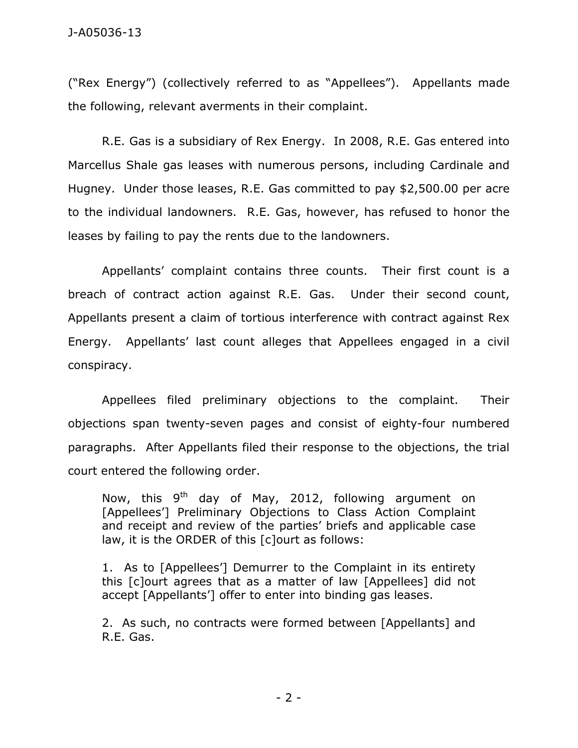("Rex Energy") (collectively referred to as "Appellees"). Appellants made the following, relevant averments in their complaint.

R.E. Gas is a subsidiary of Rex Energy. In 2008, R.E. Gas entered into Marcellus Shale gas leases with numerous persons, including Cardinale and Hugney. Under those leases, R.E. Gas committed to pay $2,500.00 per acre to the individual landowners. R.E. Gas, however, has refused to honor the leases by failing to pay the rents due to the landowners.

Appellants' complaint contains three counts. Their first count is a breach of contract action against R.E. Gas. Under their second count, Appellants present a claim of tortious interference with contract against Rex Energy. Appellants' last count alleges that Appellees engaged in a civil conspiracy.

Appellees filed preliminary objections to the complaint. Their objections span twenty-seven pages and consist of eighty-four numbered paragraphs. After Appellants filed their response to the objections, the trial court entered the following order.

> Now, this 9th day of May, 2012, following argument on [Appellees'] Preliminary Objections to Class Action Complaint and receipt and review of the parties' briefs and applicable case law, it is the ORDER of this [c]ourt as follows:
>
> 1. As to [Appellees'] Demurrer to the Complaint in its entirety this [c]ourt agrees that as a matter of law [Appellees] did not accept [Appellants'] offer to enter into binding gas leases.
>
> 2. As such, no contracts were formed between [Appellants] and R.E. Gas.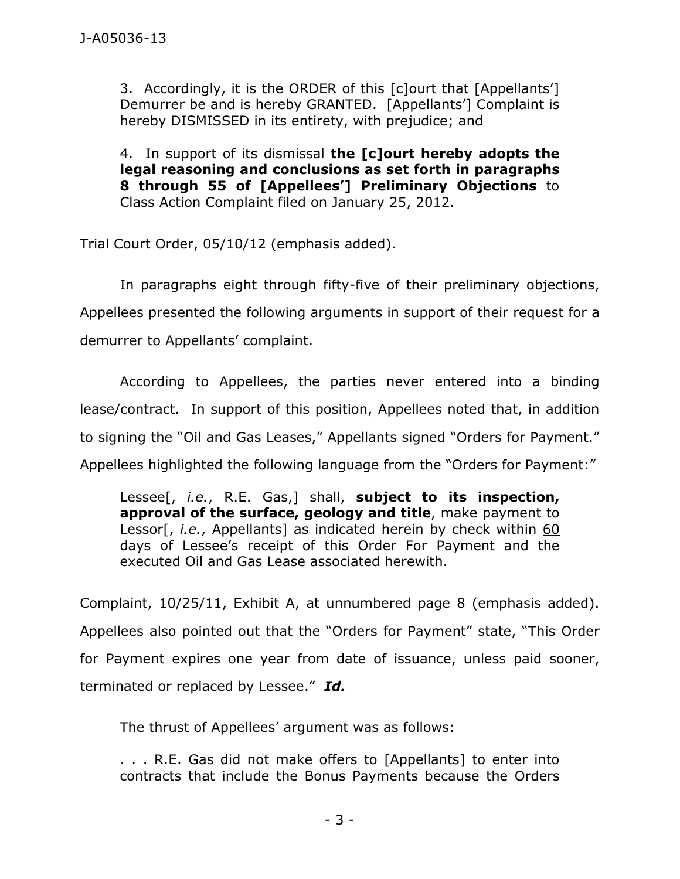3. Accordingly, it is the ORDER of this [c]ourt that [Appellants'] Demurrer be and is hereby GRANTED. [Appellants'] Complaint is hereby DISMISSED in its entirety, with prejudice; and

4. In support of its dismissal **the [c]ourt hereby adopts the legal reasoning and conclusions as set forth in paragraphs 8 through 55 of [Appellees'] Preliminary Objections** to Class Action Complaint filed on January 25, 2012.

Trial Court Order, 05/10/12 (emphasis added).

In paragraphs eight through fifty-five of their preliminary objections, Appellees presented the following arguments in support of their request for a demurrer to Appellants' complaint.

According to Appellees, the parties never entered into a binding lease/contract. In support of this position, Appellees noted that, in addition to signing the "Oil and Gas Leases," Appellants signed "Orders for Payment." Appellees highlighted the following language from the "Orders for Payment:"

> Lessee[, *i.e.*, R.E. Gas,] shall, **subject to its inspection, approval of the surface, geology and title**, make payment to Lessor[, *i.e.*, Appellants] as indicated herein by check within 60 days of Lessee's receipt of this Order For Payment and the executed Oil and Gas Lease associated herewith.

Complaint, 10/25/11, Exhibit A, at unnumbered page 8 (emphasis added). Appellees also pointed out that the "Orders for Payment" state, "This Order for Payment expires one year from date of issuance, unless paid sooner, terminated or replaced by Lessee." ***Id.***

The thrust of Appellees' argument was as follows:

> . . . R.E. Gas did not make offers to [Appellants] to enter into contracts that include the Bonus Payments because the Orders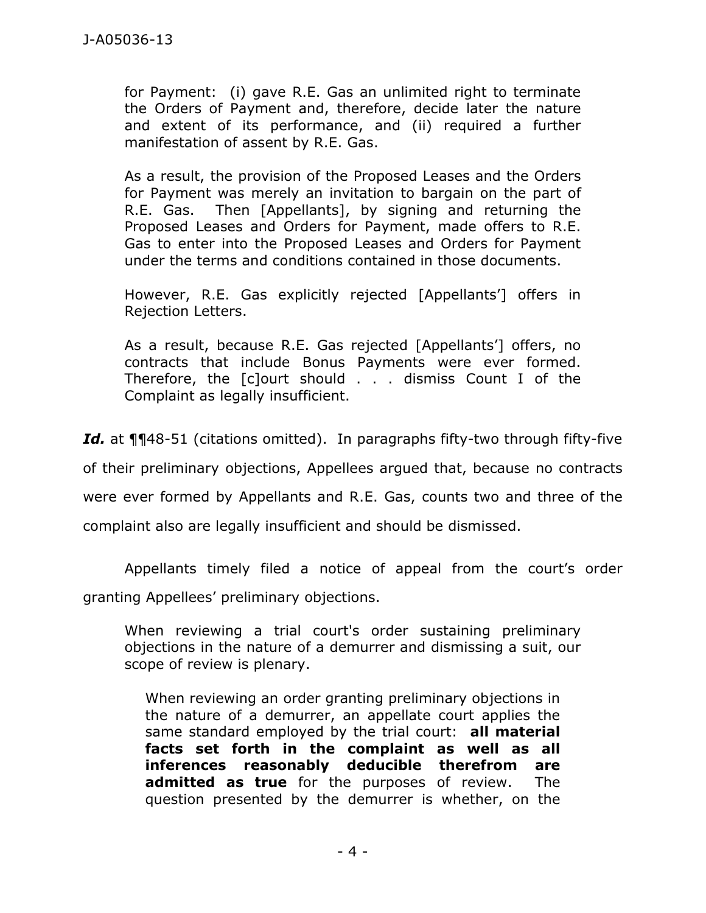> for Payment: (i) gave R.E. Gas an unlimited right to terminate the Orders of Payment and, therefore, decide later the nature and extent of its performance, and (ii) required a further manifestation of assent by R.E. Gas.
>
> As a result, the provision of the Proposed Leases and the Orders for Payment was merely an invitation to bargain on the part of R.E. Gas. Then [Appellants], by signing and returning the Proposed Leases and Orders for Payment, made offers to R.E. Gas to enter into the Proposed Leases and Orders for Payment under the terms and conditions contained in those documents.
>
> However, R.E. Gas explicitly rejected [Appellants'] offers in Rejection Letters.
>
> As a result, because R.E. Gas rejected [Appellants'] offers, no contracts that include Bonus Payments were ever formed. Therefore, the [c]ourt should . . . dismiss Count I of the Complaint as legally insufficient.

***Id.*** at ¶¶48-51 (citations omitted). In paragraphs fifty-two through fifty-five of their preliminary objections, Appellees argued that, because no contracts were ever formed by Appellants and R.E. Gas, counts two and three of the complaint also are legally insufficient and should be dismissed.

Appellants timely filed a notice of appeal from the court's order granting Appellees' preliminary objections.

> When reviewing a trial court's order sustaining preliminary objections in the nature of a demurrer and dismissing a suit, our scope of review is plenary.
>
> > When reviewing an order granting preliminary objections in the nature of a demurrer, an appellate court applies the same standard employed by the trial court: **all material facts set forth in the complaint as well as all inferences reasonably deducible therefrom are admitted as true** for the purposes of review. The question presented by the demurrer is whether, on the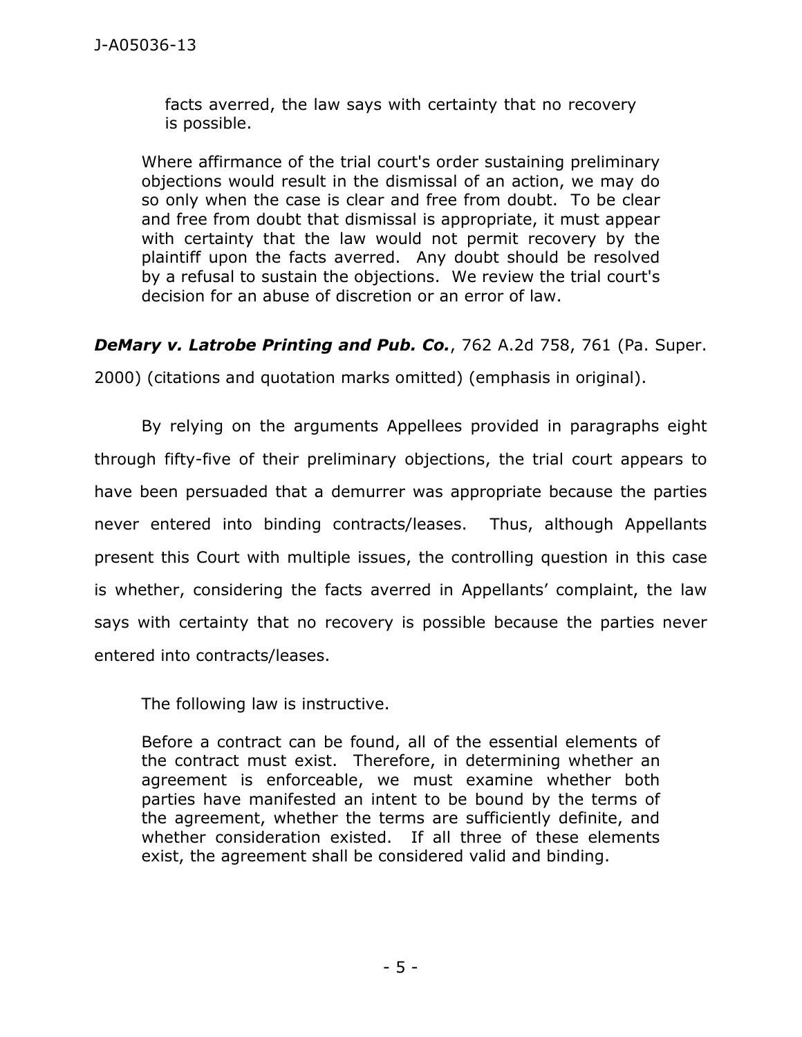> facts averred, the law says with certainty that no recovery is possible.

> Where affirmance of the trial court's order sustaining preliminary objections would result in the dismissal of an action, we may do so only when the case is clear and free from doubt. To be clear and free from doubt that dismissal is appropriate, it must appear with certainty that the law would not permit recovery by the plaintiff upon the facts averred. Any doubt should be resolved by a refusal to sustain the objections. We review the trial court's decision for an abuse of discretion or an error of law.

***DeMary v. Latrobe Printing and Pub. Co.***, 762 A.2d 758, 761 (Pa. Super. 2000) (citations and quotation marks omitted) (emphasis in original).

By relying on the arguments Appellees provided in paragraphs eight through fifty-five of their preliminary objections, the trial court appears to have been persuaded that a demurrer was appropriate because the parties never entered into binding contracts/leases. Thus, although Appellants present this Court with multiple issues, the controlling question in this case is whether, considering the facts averred in Appellants' complaint, the law says with certainty that no recovery is possible because the parties never entered into contracts/leases.

The following law is instructive.

> Before a contract can be found, all of the essential elements of the contract must exist. Therefore, in determining whether an agreement is enforceable, we must examine whether both parties have manifested an intent to be bound by the terms of the agreement, whether the terms are sufficiently definite, and whether consideration existed. If all three of these elements exist, the agreement shall be considered valid and binding.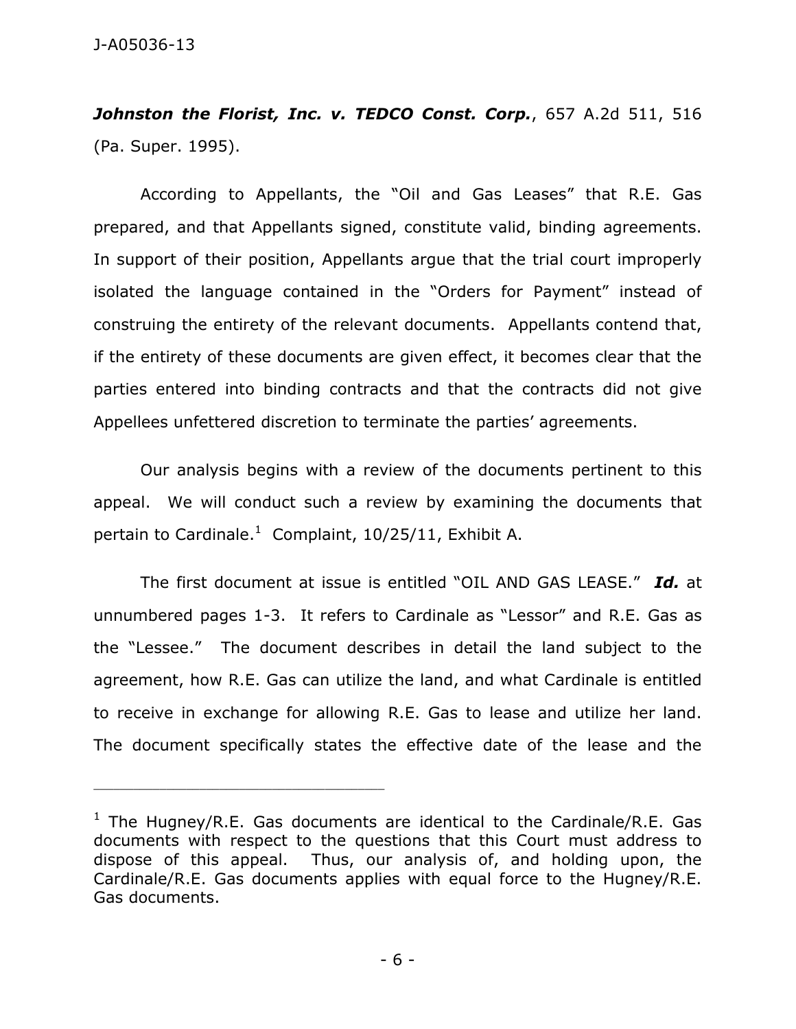***Johnston the Florist, Inc. v. TEDCO Const. Corp.***, 657 A.2d 511, 516 (Pa. Super. 1995).

According to Appellants, the "Oil and Gas Leases" that R.E. Gas prepared, and that Appellants signed, constitute valid, binding agreements. In support of their position, Appellants argue that the trial court improperly isolated the language contained in the "Orders for Payment" instead of construing the entirety of the relevant documents. Appellants contend that, if the entirety of these documents are given effect, it becomes clear that the parties entered into binding contracts and that the contracts did not give Appellees unfettered discretion to terminate the parties' agreements.

Our analysis begins with a review of the documents pertinent to this appeal. We will conduct such a review by examining the documents that pertain to Cardinale.[1] Complaint, 10/25/11, Exhibit A.

The first document at issue is entitled "OIL AND GAS LEASE." ***Id.*** at unnumbered pages 1-3. It refers to Cardinale as "Lessor" and R.E. Gas as the "Lessee." The document describes in detail the land subject to the agreement, how R.E. Gas can utilize the land, and what Cardinale is entitled to receive in exchange for allowing R.E. Gas to lease and utilize her land. The document specifically states the effective date of the lease and the

---

[1] The Hugney/R.E. Gas documents are identical to the Cardinale/R.E. Gas documents with respect to the questions that this Court must address to dispose of this appeal. Thus, our analysis of, and holding upon, the Cardinale/R.E. Gas documents applies with equal force to the Hugney/R.E. Gas documents.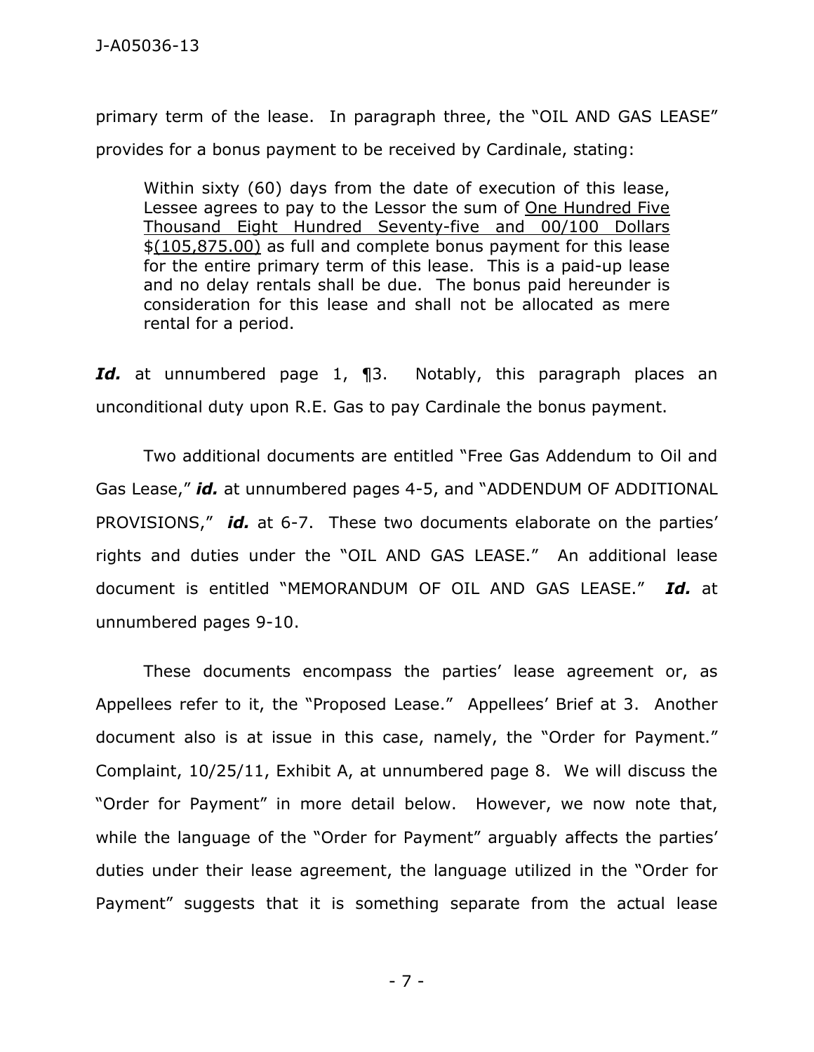primary term of the lease. In paragraph three, the "OIL AND GAS LEASE" provides for a bonus payment to be received by Cardinale, stating:

> Within sixty (60) days from the date of execution of this lease, Lessee agrees to pay to the Lessor the sum of <u>One Hundred Five Thousand Eight Hundred Seventy-five and 00/100 Dollars</u> $<u>(105,875.00)</u> as full and complete bonus payment for this lease for the entire primary term of this lease. This is a paid-up lease and no delay rentals shall be due. The bonus paid hereunder is consideration for this lease and shall not be allocated as mere rental for a period.

***Id.*** at unnumbered page 1, ¶3. Notably, this paragraph places an unconditional duty upon R.E. Gas to pay Cardinale the bonus payment.

Two additional documents are entitled "Free Gas Addendum to Oil and Gas Lease," ***id.*** at unnumbered pages 4-5, and "ADDENDUM OF ADDITIONAL PROVISIONS," ***id.*** at 6-7. These two documents elaborate on the parties' rights and duties under the "OIL AND GAS LEASE." An additional lease document is entitled "MEMORANDUM OF OIL AND GAS LEASE." ***Id.*** at unnumbered pages 9-10.

These documents encompass the parties' lease agreement or, as Appellees refer to it, the "Proposed Lease." Appellees' Brief at 3. Another document also is at issue in this case, namely, the "Order for Payment." Complaint, 10/25/11, Exhibit A, at unnumbered page 8. We will discuss the "Order for Payment" in more detail below. However, we now note that, while the language of the "Order for Payment" arguably affects the parties' duties under their lease agreement, the language utilized in the "Order for Payment" suggests that it is something separate from the actual lease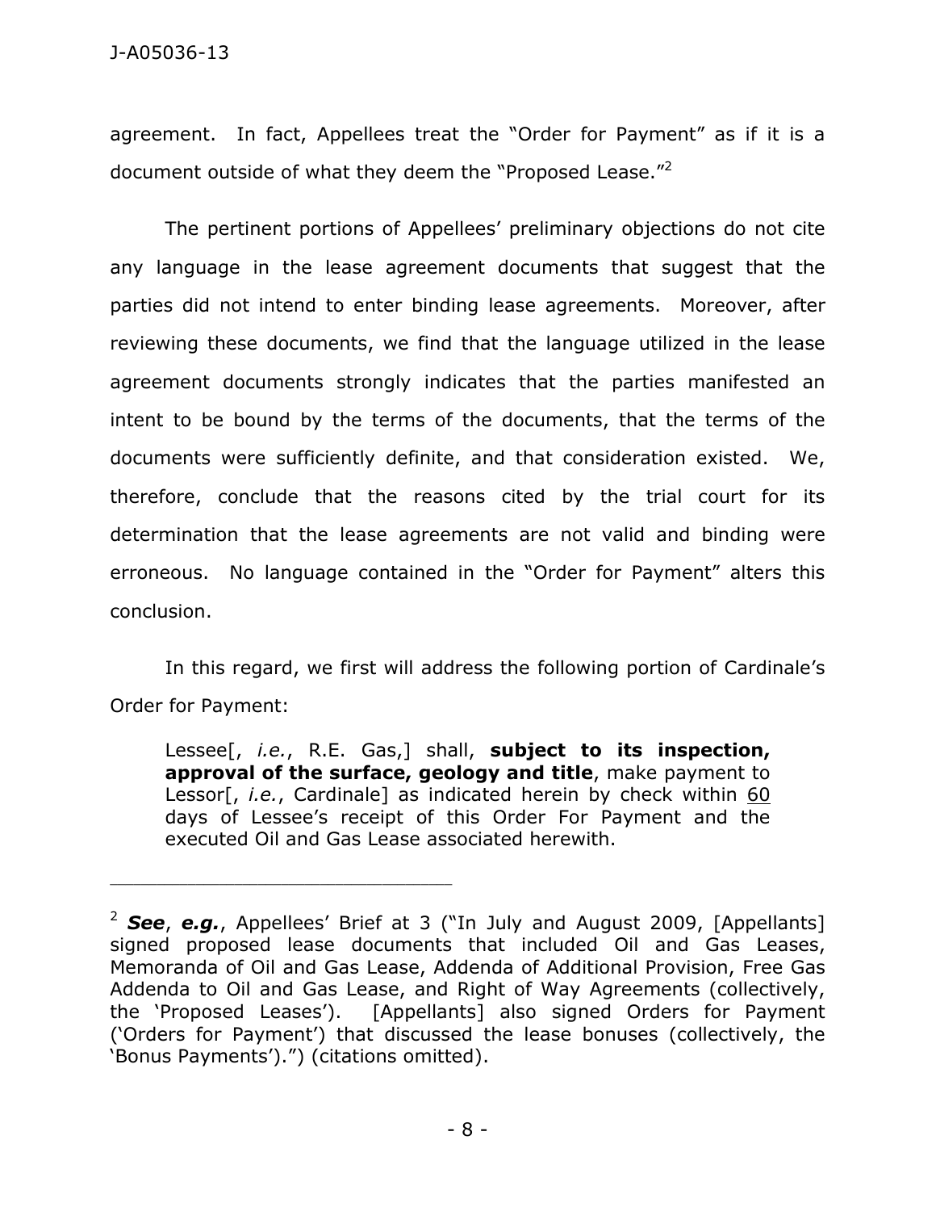agreement. In fact, Appellees treat the "Order for Payment" as if it is a document outside of what they deem the "Proposed Lease."[2]

The pertinent portions of Appellees' preliminary objections do not cite any language in the lease agreement documents that suggest that the parties did not intend to enter binding lease agreements. Moreover, after reviewing these documents, we find that the language utilized in the lease agreement documents strongly indicates that the parties manifested an intent to be bound by the terms of the documents, that the terms of the documents were sufficiently definite, and that consideration existed. We, therefore, conclude that the reasons cited by the trial court for its determination that the lease agreements are not valid and binding were erroneous. No language contained in the "Order for Payment" alters this conclusion.

In this regard, we first will address the following portion of Cardinale's Order for Payment:

> Lessee[, *i.e.*, R.E. Gas,] shall, **subject to its inspection, approval of the surface, geology and title**, make payment to Lessor[, *i.e.*, Cardinale] as indicated herein by check within <u>60</u> days of Lessee's receipt of this Order For Payment and the executed Oil and Gas Lease associated herewith.

---

[2] ***See***, ***e.g.***, Appellees' Brief at 3 ("In July and August 2009, [Appellants] signed proposed lease documents that included Oil and Gas Leases, Memoranda of Oil and Gas Lease, Addenda of Additional Provision, Free Gas Addenda to Oil and Gas Lease, and Right of Way Agreements (collectively, the 'Proposed Leases'). [Appellants] also signed Orders for Payment ('Orders for Payment') that discussed the lease bonuses (collectively, the 'Bonus Payments').") (citations omitted).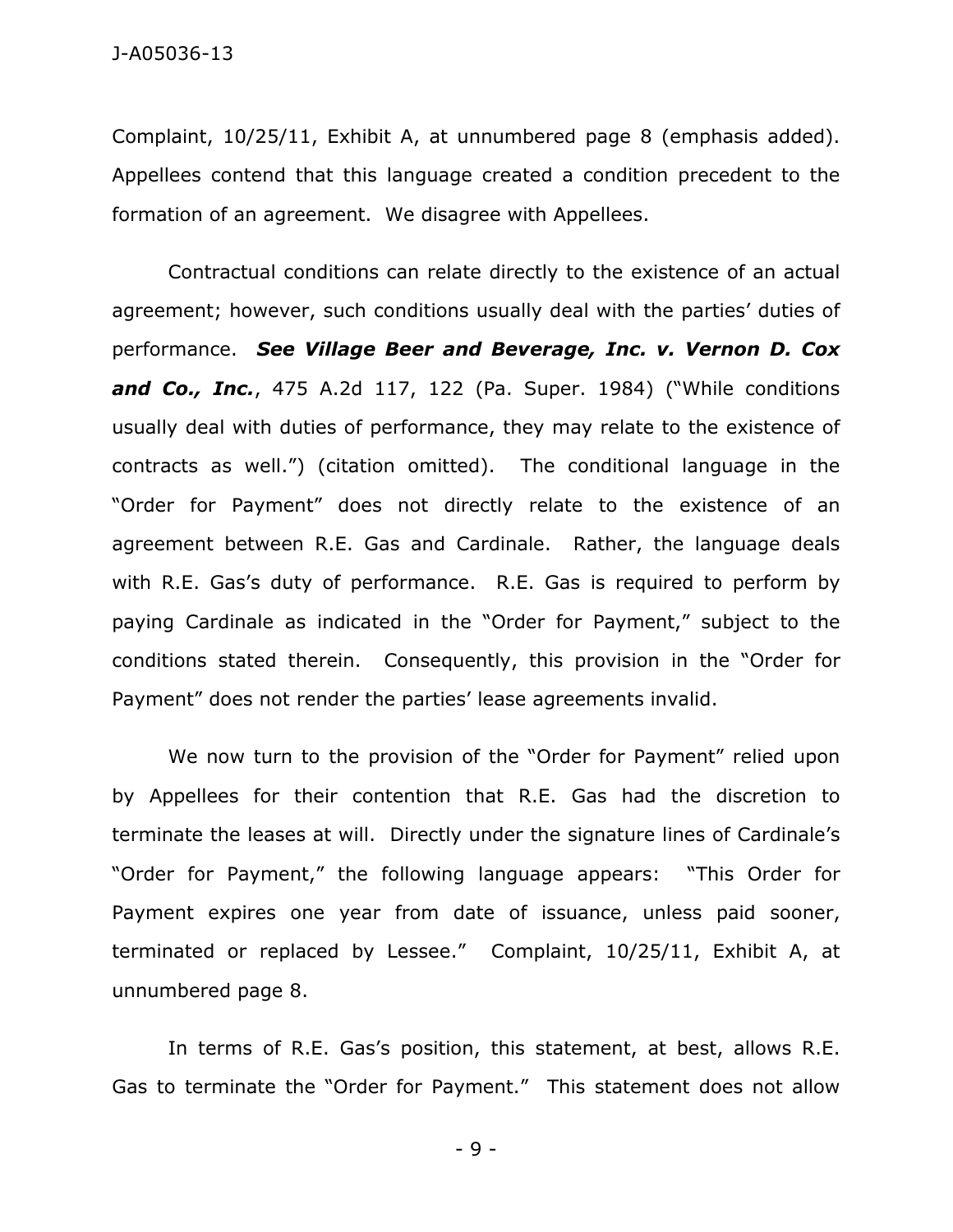Complaint, 10/25/11, Exhibit A, at unnumbered page 8 (emphasis added). Appellees contend that this language created a condition precedent to the formation of an agreement. We disagree with Appellees.

Contractual conditions can relate directly to the existence of an actual agreement; however, such conditions usually deal with the parties' duties of performance. ***See Village Beer and Beverage, Inc. v. Vernon D. Cox and Co., Inc.***, 475 A.2d 117, 122 (Pa. Super. 1984) ("While conditions usually deal with duties of performance, they may relate to the existence of contracts as well.") (citation omitted). The conditional language in the "Order for Payment" does not directly relate to the existence of an agreement between R.E. Gas and Cardinale. Rather, the language deals with R.E. Gas's duty of performance. R.E. Gas is required to perform by paying Cardinale as indicated in the "Order for Payment," subject to the conditions stated therein. Consequently, this provision in the "Order for Payment" does not render the parties' lease agreements invalid.

We now turn to the provision of the "Order for Payment" relied upon by Appellees for their contention that R.E. Gas had the discretion to terminate the leases at will. Directly under the signature lines of Cardinale's "Order for Payment," the following language appears: "This Order for Payment expires one year from date of issuance, unless paid sooner, terminated or replaced by Lessee." Complaint, 10/25/11, Exhibit A, at unnumbered page 8.

In terms of R.E. Gas's position, this statement, at best, allows R.E. Gas to terminate the "Order for Payment." This statement does not allow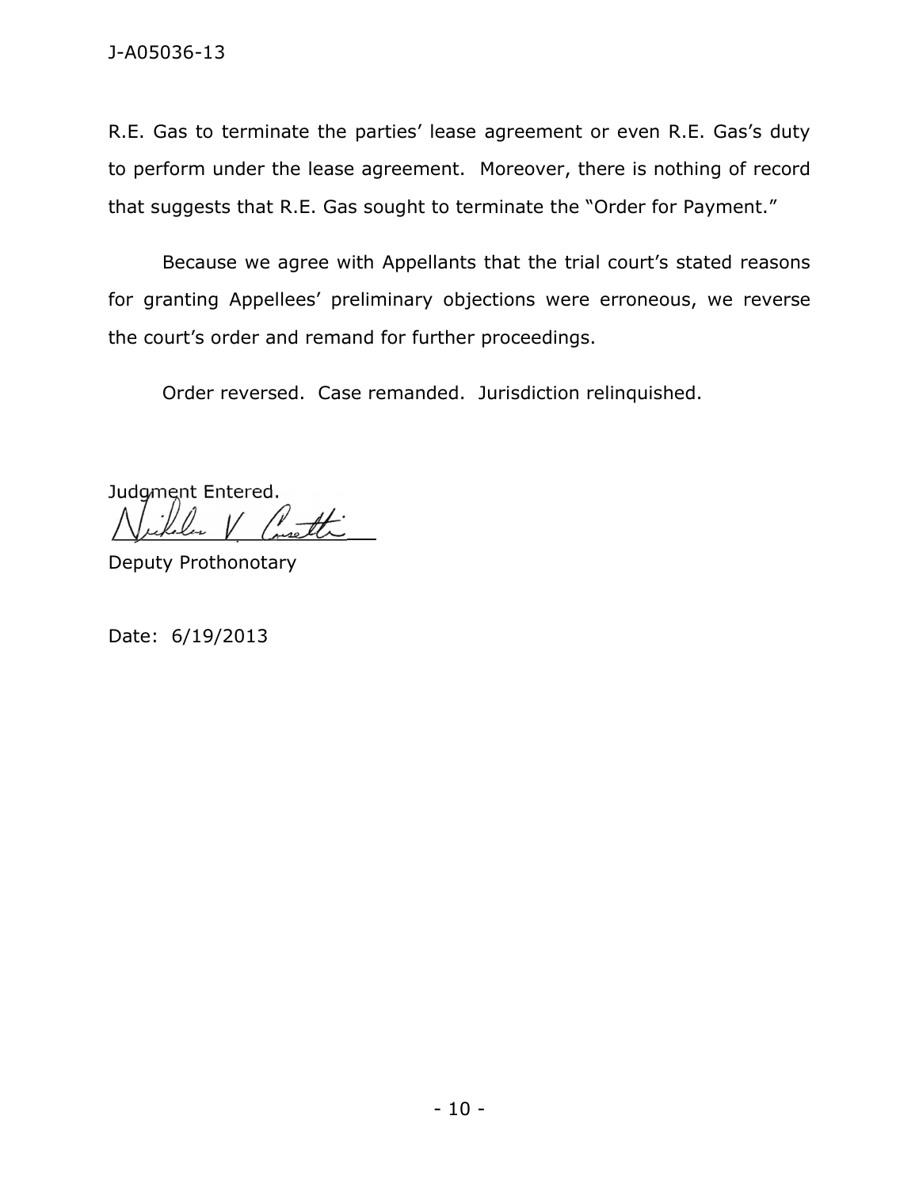R.E. Gas to terminate the parties' lease agreement or even R.E. Gas's duty to perform under the lease agreement. Moreover, there is nothing of record that suggests that R.E. Gas sought to terminate the "Order for Payment."

Because we agree with Appellants that the trial court's stated reasons for granting Appellees' preliminary objections were erroneous, we reverse the court's order and remand for further proceedings.

Order reversed. Case remanded. Jurisdiction relinquished.

Judgment Entered.

Deputy Prothonotary

Date: 6/19/2013